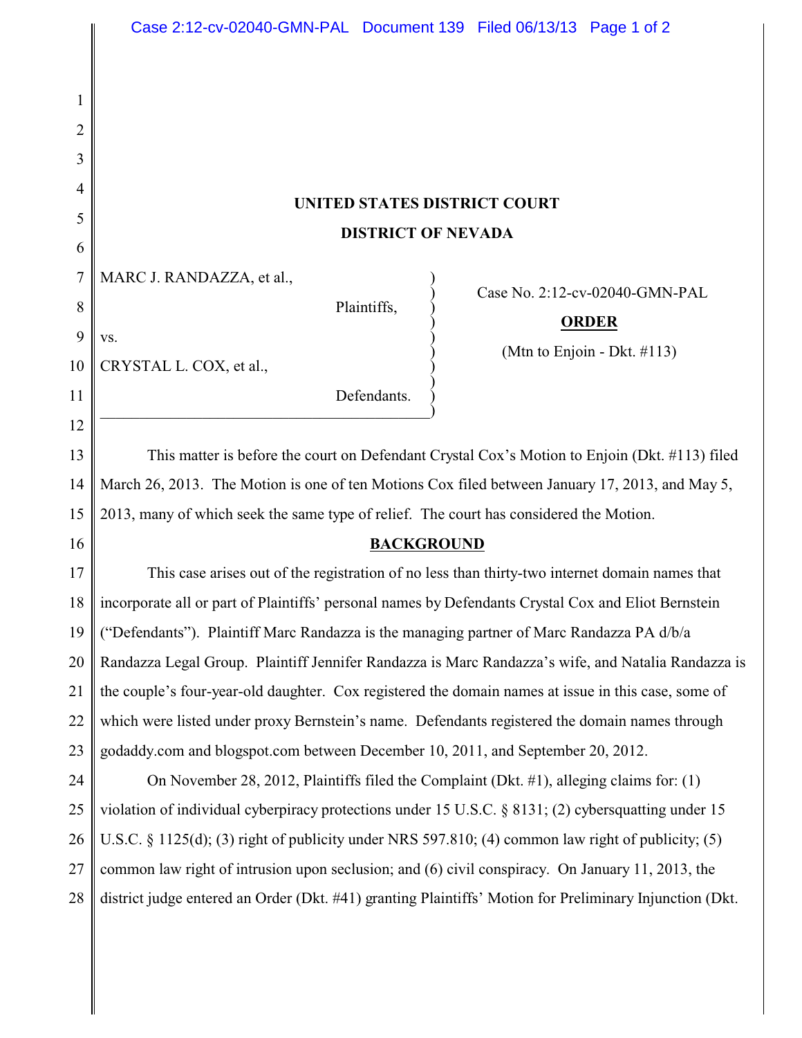# UNITED STATES DISTRICT COURT

# DISTRICT OF NEVADA

MARC J. RANDAZZA, et al.,

Plaintiffs,

vs.

CRYSTAL L. COX, et al.,

Defendants.

Case No. 2:12-cv-02040-GMN-PAL

**ORDER**

(Mtn to Enjoin - Dkt. #113)

This matter is before the court on Defendant Crystal Cox's Motion to Enjoin (Dkt. #113) filed March 26, 2013. The Motion is one of ten Motions Cox filed between January 17, 2013, and May 5, 2013, many of which seek the same type of relief. The court has considered the Motion.

## BACKGROUND

This case arises out of the registration of no less than thirty-two internet domain names that incorporate all or part of Plaintiffs' personal names by Defendants Crystal Cox and Eliot Bernstein ("Defendants"). Plaintiff Marc Randazza is the managing partner of Marc Randazza PA d/b/a Randazza Legal Group. Plaintiff Jennifer Randazza is Marc Randazza's wife, and Natalia Randazza is the couple's four-year-old daughter. Cox registered the domain names at issue in this case, some of which were listed under proxy Bernstein's name. Defendants registered the domain names through godaddy.com and blogspot.com between December 10, 2011, and September 20, 2012.

On November 28, 2012, Plaintiffs filed the Complaint (Dkt. #1), alleging claims for: (1) violation of individual cyberpiracy protections under 15 U.S.C. § 8131; (2) cybersquatting under 15 U.S.C. § 1125(d); (3) right of publicity under NRS 597.810; (4) common law right of publicity; (5) common law right of intrusion upon seclusion; and (6) civil conspiracy. On January 11, 2013, the district judge entered an Order (Dkt. #41) granting Plaintiffs' Motion for Preliminary Injunction (Dkt.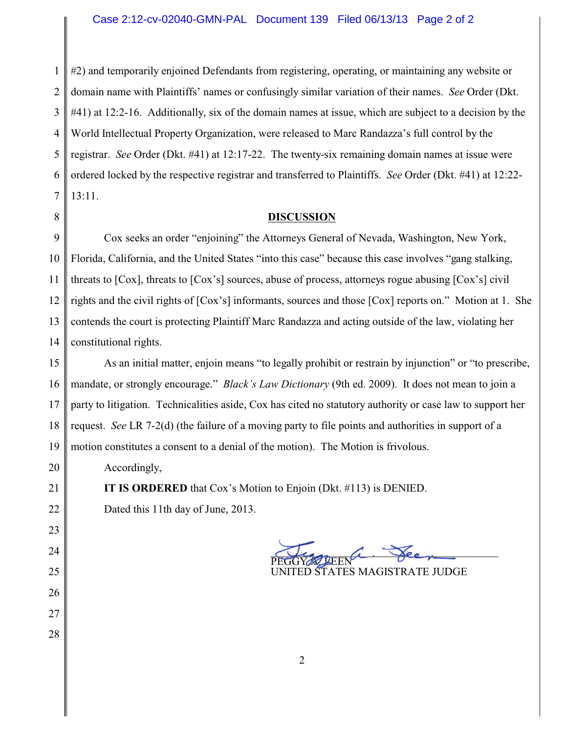#2) and temporarily enjoined Defendants from registering, operating, or maintaining any website or domain name with Plaintiffs' names or confusingly similar variation of their names. *See* Order (Dkt. #41) at 12:2-16. Additionally, six of the domain names at issue, which are subject to a decision by the World Intellectual Property Organization, were released to Marc Randazza's full control by the registrar. *See* Order (Dkt. #41) at 12:17-22. The twenty-six remaining domain names at issue were ordered locked by the respective registrar and transferred to Plaintiffs. *See* Order (Dkt. #41) at 12:22-13:11.

## DISCUSSION

Cox seeks an order "enjoining" the Attorneys General of Nevada, Washington, New York, Florida, California, and the United States "into this case" because this case involves "gang stalking, threats to [Cox], threats to [Cox's] sources, abuse of process, attorneys rogue abusing [Cox's] civil rights and the civil rights of [Cox's] informants, sources and those [Cox] reports on." Motion at 1. She contends the court is protecting Plaintiff Marc Randazza and acting outside of the law, violating her constitutional rights.

As an initial matter, enjoin means "to legally prohibit or restrain by injunction" or "to prescribe, mandate, or strongly encourage." *Black's Law Dictionary* (9th ed. 2009). It does not mean to join a party to litigation. Technicalities aside, Cox has cited no statutory authority or case law to support her request. *See* LR 7-2(d) (the failure of a moving party to file points and authorities in support of a motion constitutes a consent to a denial of the motion). The Motion is frivolous.

Accordingly,

**IT IS ORDERED** that Cox's Motion to Enjoin (Dkt. #113) is DENIED.

Dated this 11th day of June, 2013.

PEGGY A. LEEN
UNITED STATES MAGISTRATE JUDGE